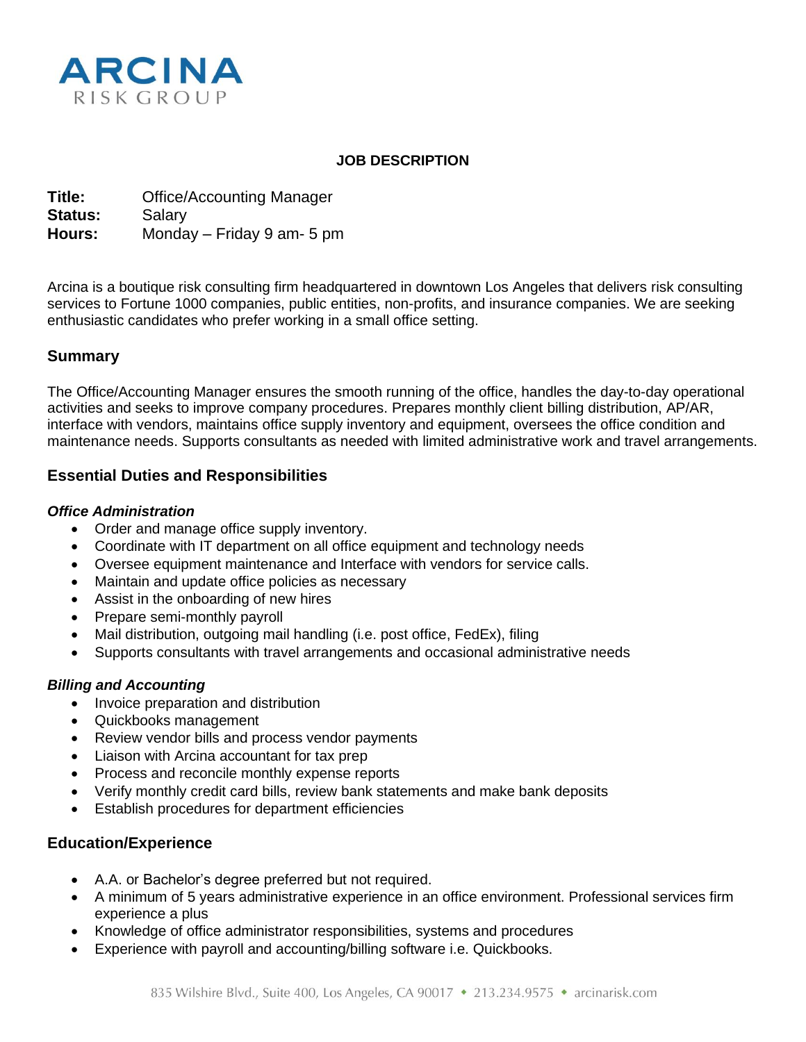**ARCINA**
RISK GROUP

# JOB DESCRIPTION

**Title:** Office/Accounting Manager
**Status:** Salary
**Hours:** Monday – Friday 9 am- 5 pm

Arcina is a boutique risk consulting firm headquartered in downtown Los Angeles that delivers risk consulting services to Fortune 1000 companies, public entities, non-profits, and insurance companies. We are seeking enthusiastic candidates who prefer working in a small office setting.

## Summary

The Office/Accounting Manager ensures the smooth running of the office, handles the day-to-day operational activities and seeks to improve company procedures. Prepares monthly client billing distribution, AP/AR, interface with vendors, maintains office supply inventory and equipment, oversees the office condition and maintenance needs. Supports consultants as needed with limited administrative work and travel arrangements.

## Essential Duties and Responsibilities

### *Office Administration*

- Order and manage office supply inventory.
- Coordinate with IT department on all office equipment and technology needs
- Oversee equipment maintenance and Interface with vendors for service calls.
- Maintain and update office policies as necessary
- Assist in the onboarding of new hires
- Prepare semi-monthly payroll
- Mail distribution, outgoing mail handling (i.e. post office, FedEx), filing
- Supports consultants with travel arrangements and occasional administrative needs

### *Billing and Accounting*

- Invoice preparation and distribution
- Quickbooks management
- Review vendor bills and process vendor payments
- Liaison with Arcina accountant for tax prep
- Process and reconcile monthly expense reports
- Verify monthly credit card bills, review bank statements and make bank deposits
- Establish procedures for department efficiencies

## Education/Experience

- A.A. or Bachelor's degree preferred but not required.
- A minimum of 5 years administrative experience in an office environment. Professional services firm experience a plus
- Knowledge of office administrator responsibilities, systems and procedures
- Experience with payroll and accounting/billing software i.e. Quickbooks.

835 Wilshire Blvd., Suite 400, Los Angeles, CA 90017 ◆ 213.234.9575 ◆ arcinarisk.com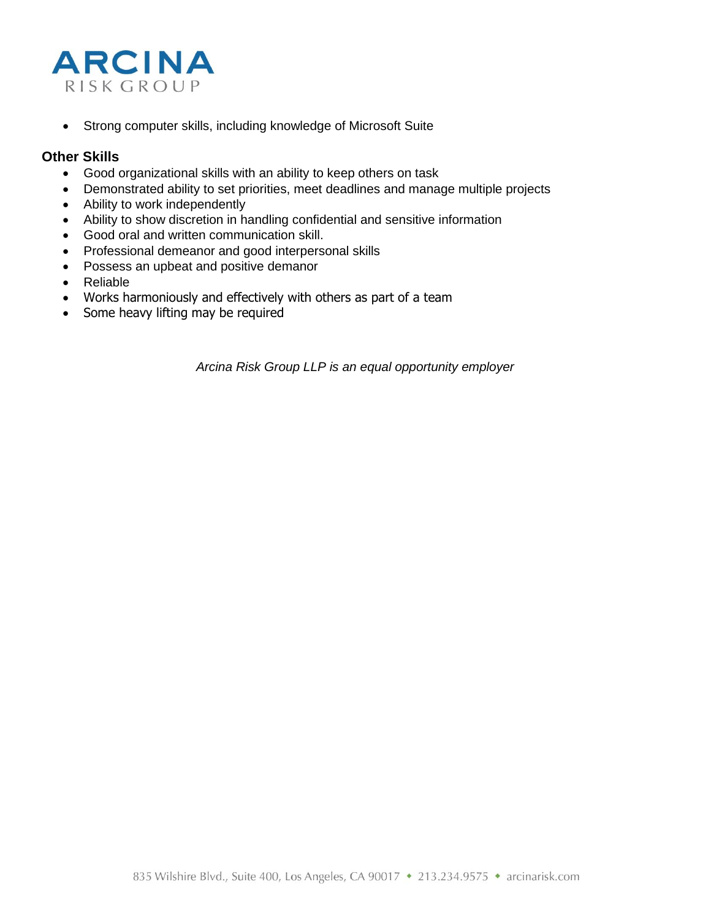- Strong computer skills, including knowledge of Microsoft Suite

## Other Skills

- Good organizational skills with an ability to keep others on task
- Demonstrated ability to set priorities, meet deadlines and manage multiple projects
- Ability to work independently
- Ability to show discretion in handling confidential and sensitive information
- Good oral and written communication skill.
- Professional demeanor and good interpersonal skills
- Possess an upbeat and positive demanor
- Reliable
- Works harmoniously and effectively with others as part of a team
- Some heavy lifting may be required

*Arcina Risk Group LLP is an equal opportunity employer*